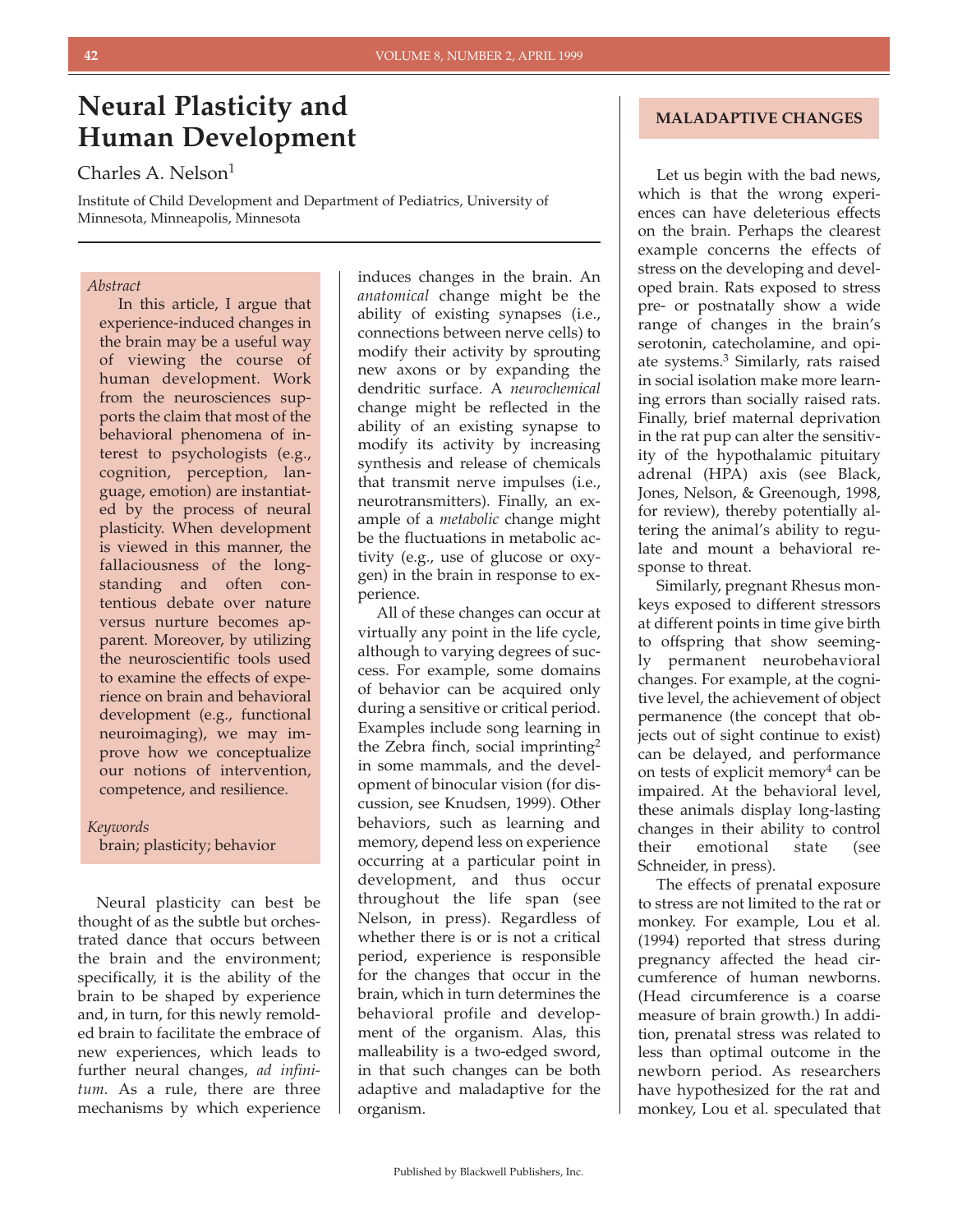# Neural Plasticity and Human Development

Charles A. Nelson[1]

Institute of Child Development and Department of Pediatrics, University of Minnesota, Minneapolis, Minnesota

*Abstract*

In this article, I argue that experience-induced changes in the brain may be a useful way of viewing the course of human development. Work from the neurosciences supports the claim that most of the behavioral phenomena of interest to psychologists (e.g., cognition, perception, language, emotion) are instantiated by the process of neural plasticity. When development is viewed in this manner, the fallaciousness of the longstanding and often contentious debate over nature versus nurture becomes apparent. Moreover, by utilizing the neuroscientific tools used to examine the effects of experience on brain and behavioral development (e.g., functional neuroimaging), we may improve how we conceptualize our notions of intervention, competence, and resilience.

*Keywords*

brain; plasticity; behavior

Neural plasticity can best be thought of as the subtle but orchestrated dance that occurs between the brain and the environment; specifically, it is the ability of the brain to be shaped by experience and, in turn, for this newly remodeled brain to facilitate the embrace of new experiences, which leads to further neural changes, *ad infinitum.* As a rule, there are three mechanisms by which experience induces changes in the brain. An *anatomical* change might be the ability of existing synapses (i.e., connections between nerve cells) to modify their activity by sprouting new axons or by expanding the dendritic surface. A *neurochemical* change might be reflected in the ability of an existing synapse to modify its activity by increasing synthesis and release of chemicals that transmit nerve impulses (i.e., neurotransmitters). Finally, an example of a *metabolic* change might be the fluctuations in metabolic activity (e.g., use of glucose or oxygen) in the brain in response to experience.

All of these changes can occur at virtually any point in the life cycle, although to varying degrees of success. For example, some domains of behavior can be acquired only during a sensitive or critical period. Examples include song learning in the Zebra finch, social imprinting[2] in some mammals, and the development of binocular vision (for discussion, see Knudsen, 1999). Other behaviors, such as learning and memory, depend less on experience occurring at a particular point in development, and thus occur throughout the life span (see Nelson, in press). Regardless of whether there is or is not a critical period, experience is responsible for the changes that occur in the brain, which in turn determines the behavioral profile and development of the organism. Alas, this malleability is a two-edged sword, in that such changes can be both adaptive and maladaptive for the organism.

## MALADAPTIVE CHANGES

Let us begin with the bad news, which is that the wrong experiences can have deleterious effects on the brain. Perhaps the clearest example concerns the effects of stress on the developing and developed brain. Rats exposed to stress pre- or postnatally show a wide range of changes in the brain's serotonin, catecholamine, and opiate systems.[3] Similarly, rats raised in social isolation make more learning errors than socially raised rats. Finally, brief maternal deprivation in the rat pup can alter the sensitivity of the hypothalamic pituitary adrenal (HPA) axis (see Black, Jones, Nelson, & Greenough, 1998, for review), thereby potentially altering the animal's ability to regulate and mount a behavioral response to threat.

Similarly, pregnant Rhesus monkeys exposed to different stressors at different points in time give birth to offspring that show seemingly permanent neurobehavioral changes. For example, at the cognitive level, the achievement of object permanence (the concept that objects out of sight continue to exist) can be delayed, and performance on tests of explicit memory[4] can be impaired. At the behavioral level, these animals display long-lasting changes in their ability to control their emotional state (see Schneider, in press).

The effects of prenatal exposure to stress are not limited to the rat or monkey. For example, Lou et al. (1994) reported that stress during pregnancy affected the head circumference of human newborns. (Head circumference is a coarse measure of brain growth.) In addition, prenatal stress was related to less than optimal outcome in the newborn period. As researchers have hypothesized for the rat and monkey, Lou et al. speculated that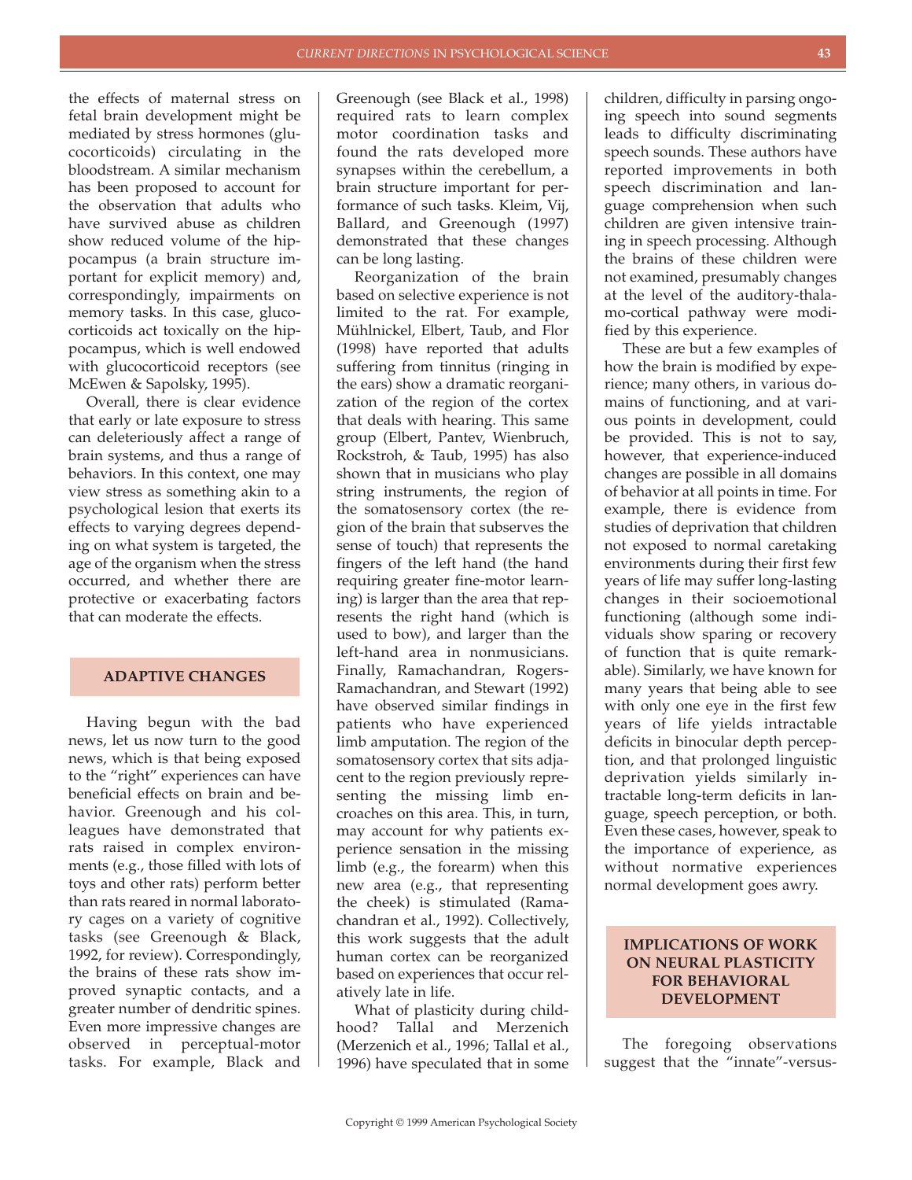the effects of maternal stress on fetal brain development might be mediated by stress hormones (glucocorticoids) circulating in the bloodstream. A similar mechanism has been proposed to account for the observation that adults who have survived abuse as children show reduced volume of the hippocampus (a brain structure important for explicit memory) and, correspondingly, impairments on memory tasks. In this case, glucocorticoids act toxically on the hippocampus, which is well endowed with glucocorticoid receptors (see McEwen & Sapolsky, 1995).

Overall, there is clear evidence that early or late exposure to stress can deleteriously affect a range of brain systems, and thus a range of behaviors. In this context, one may view stress as something akin to a psychological lesion that exerts its effects to varying degrees depending on what system is targeted, the age of the organism when the stress occurred, and whether there are protective or exacerbating factors that can moderate the effects.

## ADAPTIVE CHANGES

Having begun with the bad news, let us now turn to the good news, which is that being exposed to the "right" experiences can have beneficial effects on brain and behavior. Greenough and his colleagues have demonstrated that rats raised in complex environments (e.g., those filled with lots of toys and other rats) perform better than rats reared in normal laboratory cages on a variety of cognitive tasks (see Greenough & Black, 1992, for review). Correspondingly, the brains of these rats show improved synaptic contacts, and a greater number of dendritic spines. Even more impressive changes are observed in perceptual-motor tasks. For example, Black and Greenough (see Black et al., 1998) required rats to learn complex motor coordination tasks and found the rats developed more synapses within the cerebellum, a brain structure important for performance of such tasks. Kleim, Vij, Ballard, and Greenough (1997) demonstrated that these changes can be long lasting.

Reorganization of the brain based on selective experience is not limited to the rat. For example, Mühlnickel, Elbert, Taub, and Flor (1998) have reported that adults suffering from tinnitus (ringing in the ears) show a dramatic reorganization of the region of the cortex that deals with hearing. This same group (Elbert, Pantev, Wienbruch, Rockstroh, & Taub, 1995) has also shown that in musicians who play string instruments, the region of the somatosensory cortex (the region of the brain that subserves the sense of touch) that represents the fingers of the left hand (the hand requiring greater fine-motor learning) is larger than the area that represents the right hand (which is used to bow), and larger than the left-hand area in nonmusicians. Finally, Ramachandran, Rogers-Ramachandran, and Stewart (1992) have observed similar findings in patients who have experienced limb amputation. The region of the somatosensory cortex that sits adjacent to the region previously representing the missing limb encroaches on this area. This, in turn, may account for why patients experience sensation in the missing limb (e.g., the forearm) when this new area (e.g., that representing the cheek) is stimulated (Ramachandran et al., 1992). Collectively, this work suggests that the adult human cortex can be reorganized based on experiences that occur relatively late in life.

What of plasticity during childhood? Tallal and Merzenich (Merzenich et al., 1996; Tallal et al., 1996) have speculated that in some children, difficulty in parsing ongoing speech into sound segments leads to difficulty discriminating speech sounds. These authors have reported improvements in both speech discrimination and language comprehension when such children are given intensive training in speech processing. Although the brains of these children were not examined, presumably changes at the level of the auditory-thalamo-cortical pathway were modified by this experience.

These are but a few examples of how the brain is modified by experience; many others, in various domains of functioning, and at various points in development, could be provided. This is not to say, however, that experience-induced changes are possible in all domains of behavior at all points in time. For example, there is evidence from studies of deprivation that children not exposed to normal caretaking environments during their first few years of life may suffer long-lasting changes in their socioemotional functioning (although some individuals show sparing or recovery of function that is quite remarkable). Similarly, we have known for many years that being able to see with only one eye in the first few years of life yields intractable deficits in binocular depth perception, and that prolonged linguistic deprivation yields similarly intractable long-term deficits in language, speech perception, or both. Even these cases, however, speak to the importance of experience, as without normative experiences normal development goes awry.

## IMPLICATIONS OF WORK ON NEURAL PLASTICITY FOR BEHAVIORAL DEVELOPMENT

The foregoing observations suggest that the "innate"-versus-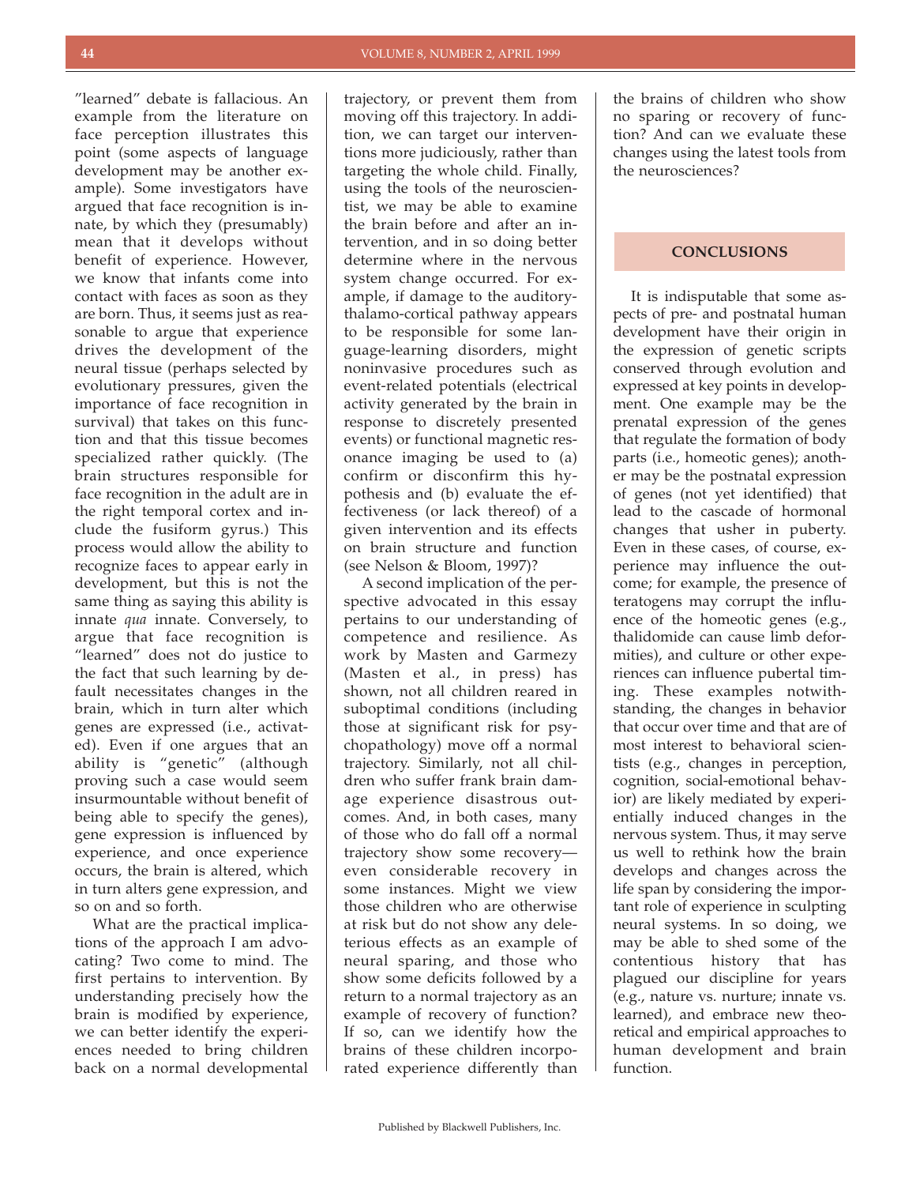"learned" debate is fallacious. An example from the literature on face perception illustrates this point (some aspects of language development may be another example). Some investigators have argued that face recognition is innate, by which they (presumably) mean that it develops without benefit of experience. However, we know that infants come into contact with faces as soon as they are born. Thus, it seems just as reasonable to argue that experience drives the development of the neural tissue (perhaps selected by evolutionary pressures, given the importance of face recognition in survival) that takes on this function and that this tissue becomes specialized rather quickly. (The brain structures responsible for face recognition in the adult are in the right temporal cortex and include the fusiform gyrus.) This process would allow the ability to recognize faces to appear early in development, but this is not the same thing as saying this ability is innate *qua* innate. Conversely, to argue that face recognition is "learned" does not do justice to the fact that such learning by default necessitates changes in the brain, which in turn alter which genes are expressed (i.e., activated). Even if one argues that an ability is "genetic" (although proving such a case would seem insurmountable without benefit of being able to specify the genes), gene expression is influenced by experience, and once experience occurs, the brain is altered, which in turn alters gene expression, and so on and so forth.

What are the practical implications of the approach I am advocating? Two come to mind. The first pertains to intervention. By understanding precisely how the brain is modified by experience, we can better identify the experiences needed to bring children back on a normal developmental trajectory, or prevent them from moving off this trajectory. In addition, we can target our interventions more judiciously, rather than targeting the whole child. Finally, using the tools of the neuroscientist, we may be able to examine the brain before and after an intervention, and in so doing better determine where in the nervous system change occurred. For example, if damage to the auditory-thalamo-cortical pathway appears to be responsible for some language-learning disorders, might noninvasive procedures such as event-related potentials (electrical activity generated by the brain in response to discretely presented events) or functional magnetic resonance imaging be used to (a) confirm or disconfirm this hypothesis and (b) evaluate the effectiveness (or lack thereof) of a given intervention and its effects on brain structure and function (see Nelson & Bloom, 1997)?

A second implication of the perspective advocated in this essay pertains to our understanding of competence and resilience. As work by Masten and Garmezy (Masten et al., in press) has shown, not all children reared in suboptimal conditions (including those at significant risk for psychopathology) move off a normal trajectory. Similarly, not all children who suffer frank brain damage experience disastrous outcomes. And, in both cases, many of those who do fall off a normal trajectory show some recovery—even considerable recovery in some instances. Might we view those children who are otherwise at risk but do not show any deleterious effects as an example of neural sparing, and those who show some deficits followed by a return to a normal trajectory as an example of recovery of function? If so, can we identify how the brains of these children incorporated experience differently than the brains of children who show no sparing or recovery of function? And can we evaluate these changes using the latest tools from the neurosciences?

## CONCLUSIONS

It is indisputable that some aspects of pre- and postnatal human development have their origin in the expression of genetic scripts conserved through evolution and expressed at key points in development. One example may be the prenatal expression of the genes that regulate the formation of body parts (i.e., homeotic genes); another may be the postnatal expression of genes (not yet identified) that lead to the cascade of hormonal changes that usher in puberty. Even in these cases, of course, experience may influence the outcome; for example, the presence of teratogens may corrupt the influence of the homeotic genes (e.g., thalidomide can cause limb deformities), and culture or other experiences can influence pubertal timing. These examples notwithstanding, the changes in behavior that occur over time and that are of most interest to behavioral scientists (e.g., changes in perception, cognition, social-emotional behavior) are likely mediated by experientially induced changes in the nervous system. Thus, it may serve us well to rethink how the brain develops and changes across the life span by considering the important role of experience in sculpting neural systems. In so doing, we may be able to shed some of the contentious history that has plagued our discipline for years (e.g., nature vs. nurture; innate vs. learned), and embrace new theoretical and empirical approaches to human development and brain function.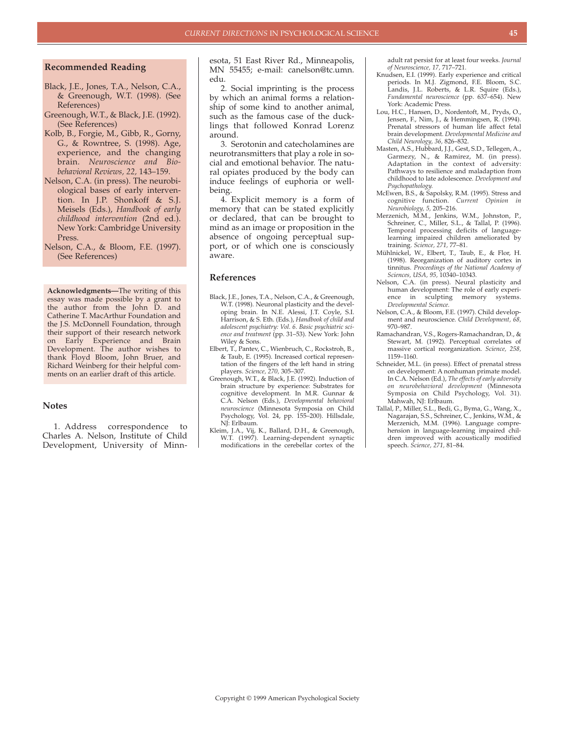## Recommended Reading

Black, J.E., Jones, T.A., Nelson, C.A., & Greenough, W.T. (1998). (See References)

Greenough, W.T., & Black, J.E. (1992). (See References)

Kolb, B., Forgie, M., Gibb, R., Gorny, G., & Rowntree, S. (1998). Age, experience, and the changing brain. *Neuroscience and Biobehavioral Reviews, 22,* 143–159.

Nelson, C.A. (in press). The neurobiological bases of early intervention. In J.P. Shonkoff & S.J. Meisels (Eds.), *Handbook of early childhood intervention* (2nd ed.). New York: Cambridge University Press.

Nelson, C.A., & Bloom, F.E. (1997). (See References)

**Acknowledgments—**The writing of this essay was made possible by a grant to the author from the John D. and Catherine T. MacArthur Foundation and the J.S. McDonnell Foundation, through their support of their research network on Early Experience and Brain Development. The author wishes to thank Floyd Bloom, John Bruer, and Richard Weinberg for their helpful comments on an earlier draft of this article.

## Notes

1. Address correspondence to Charles A. Nelson, Institute of Child Development, University of Minnesota, 51 East River Rd., Minneapolis, MN 55455; e-mail: canelson@tc.umn.edu.

2. Social imprinting is the process by which an animal forms a relationship of some kind to another animal, such as the famous case of the ducklings that followed Konrad Lorenz around.

3. Serotonin and catecholamines are neurotransmitters that play a role in social and emotional behavior. The natural opiates produced by the body can induce feelings of euphoria or well-being.

4. Explicit memory is a form of memory that can be stated explicitly or declared, that can be brought to mind as an image or proposition in the absence of ongoing perceptual support, or of which one is consciously aware.

## References

Black, J.E., Jones, T.A., Nelson, C.A., & Greenough, W.T. (1998). Neuronal plasticity and the developing brain. In N.E. Alessi, J.T. Coyle, S.I. Harrison, & S. Eth. (Eds.), *Handbook of child and adolescent psychiatry: Vol. 6. Basic psychiatric science and treatment* (pp. 31–53). New York: John Wiley & Sons.

Elbert, T., Pantev, C., Wienbruch, C., Rockstroh, B., & Taub, E. (1995). Increased cortical representation of the fingers of the left hand in string players. *Science, 270,* 305–307.

Greenough, W.T., & Black, J.E. (1992). Induction of brain structure by experience: Substrates for cognitive development. In M.R. Gunnar & C.A. Nelson (Eds.), *Developmental behavioral neuroscience* (Minnesota Symposia on Child Psychology, Vol. 24, pp. 155–200). Hillsdale, NJ: Erlbaum.

Kleim, J.A., Vij, K., Ballard, D.H., & Greenough, W.T. (1997). Learning-dependent synaptic modifications in the cerebellar cortex of the adult rat persist for at least four weeks. *Journal of Neuroscience, 17,* 717–721.

Knudsen, E.I. (1999). Early experience and critical periods. In M.J. Zigmond, F.E. Bloom, S.C. Landis, J.L. Roberts, & L.R. Squire (Eds.), *Fundamental neuroscience* (pp. 637–654). New York: Academic Press.

Lou, H.C., Hansen, D., Nordentoft, M., Pryds, O., Jensen, F., Nim, J., & Hemmingsen, R. (1994). Prenatal stressors of human life affect fetal brain development. *Developmental Medicine and Child Neurology, 36,* 826–832.

Masten, A.S., Hubbard, J.J., Gest, S.D., Tellegen, A., Garmezy, N., & Ramirez, M. (in press). Adaptation in the context of adversity: Pathways to resilience and maladaption from childhood to late adolescence. *Development and Psychopathology.*

McEwen, B.S., & Sapolsky, R.M. (1995). Stress and cognitive function. *Current Opinion in Neurobiology, 5,* 205–216.

Merzenich, M.M., Jenkins, W.M., Johnston, P., Schreiner, C., Miller, S.L., & Tallal, P. (1996). Temporal processing deficits of language-learning impaired children ameliorated by training. *Science, 271,* 77–81.

Mühlnickel, W., Elbert, T., Taub, E., & Flor, H. (1998). Reorganization of auditory cortex in tinnitus. *Proceedings of the National Academy of Sciences, USA, 95,* 10340–10343.

Nelson, C.A. (in press). Neural plasticity and human development: The role of early experience in sculpting memory systems. *Developmental Science.*

Nelson, C.A., & Bloom, F.E. (1997). Child development and neuroscience. *Child Development, 68,* 970–987.

Ramachandran, V.S., Rogers-Ramachandran, D., & Stewart, M. (1992). Perceptual correlates of massive cortical reorganization. *Science, 258,* 1159–1160.

Schneider, M.L. (in press). Effect of prenatal stress on development: A nonhuman primate model. In C.A. Nelson (Ed.), *The effects of early adversity on neurobehavioral development* (Minnesota Symposia on Child Psychology, Vol. 31). Mahwah, NJ: Erlbaum.

Tallal, P., Miller, S.L., Bedi, G., Byma, G., Wang, X., Nagarajan, S.S., Schreiner, C., Jenkins, W.M., & Merzenich, M.M. (1996). Language comprehension in language-learning impaired children improved with acoustically modified speech. *Science, 271,* 81–84.

Copyright © 1999 American Psychological Society